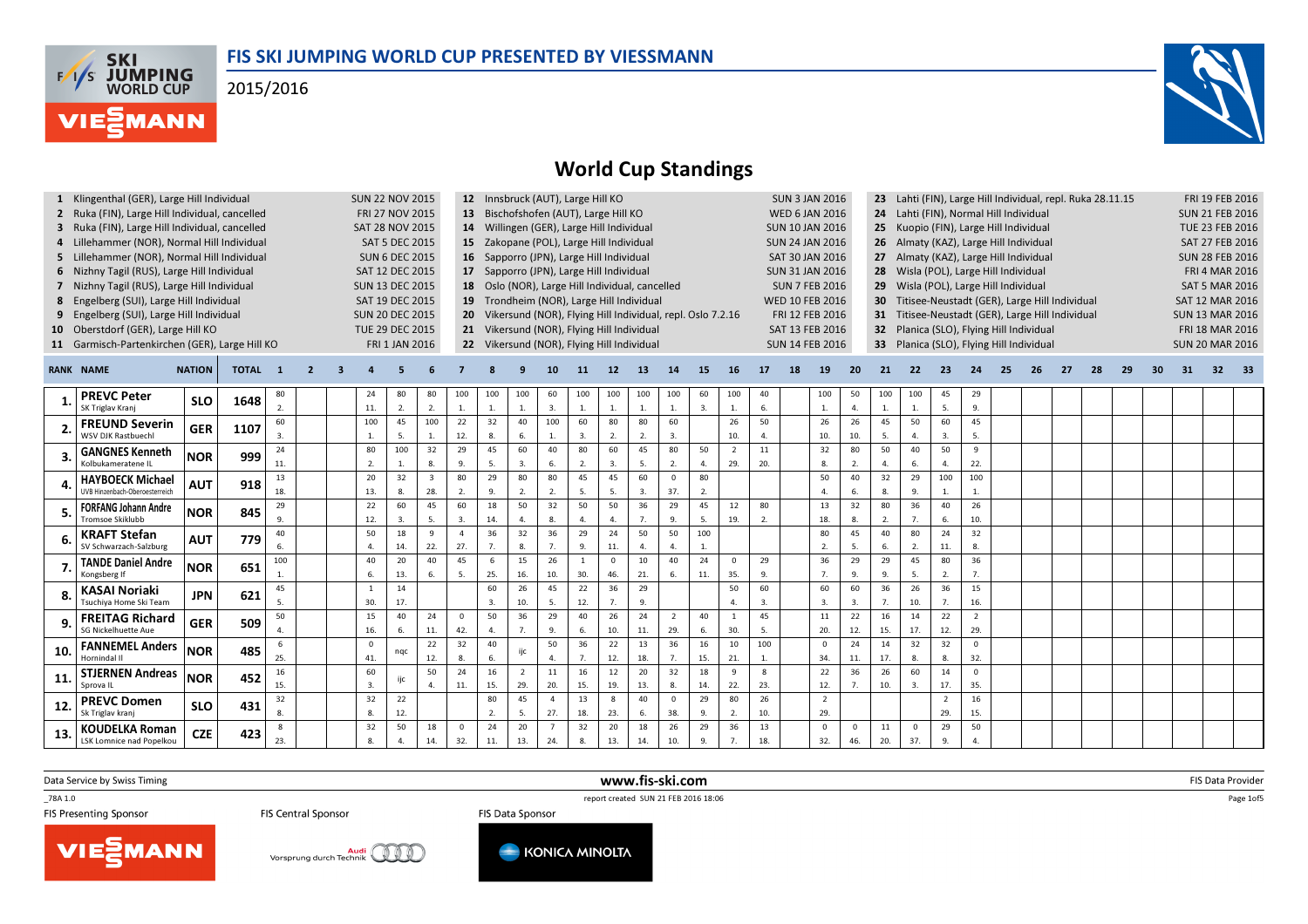# FIS SKI JUMPING WORLD CUP PRESENTED BY VIESSMANN

2015/2016

## World Cup Standings

| No. | Competition | Date |
|---|---|---|
| 1 | Klingenthal (GER), Large Hill Individual | SUN 22 NOV 2015 |
| 2 | Ruka (FIN), Large Hill Individual, cancelled | FRI 27 NOV 2015 |
| 3 | Ruka (FIN), Large Hill Individual, cancelled | SAT 28 NOV 2015 |
| 4 | Lillehammer (NOR), Normal Hill Individual | SAT 5 DEC 2015 |
| 5 | Lillehammer (NOR), Normal Hill Individual | SUN 6 DEC 2015 |
| 6 | Nizhny Tagil (RUS), Large Hill Individual | SAT 12 DEC 2015 |
| 7 | Nizhny Tagil (RUS), Large Hill Individual | SUN 13 DEC 2015 |
| 8 | Engelberg (SUI), Large Hill Individual | SAT 19 DEC 2015 |
| 9 | Engelberg (SUI), Large Hill Individual | SUN 20 DEC 2015 |
| 10 | Oberstdorf (GER), Large Hill KO | TUE 29 DEC 2015 |
| 11 | Garmisch-Partenkirchen (GER), Large Hill KO | FRI 1 JAN 2016 |
| 12 | Innsbruck (AUT), Large Hill KO | SUN 3 JAN 2016 |
| 13 | Bischofshofen (AUT), Large Hill KO | WED 6 JAN 2016 |
| 14 | Willingen (GER), Large Hill Individual | SUN 10 JAN 2016 |
| 15 | Zakopane (POL), Large Hill Individual | SUN 24 JAN 2016 |
| 16 | Sapporro (JPN), Large Hill Individual | SAT 30 JAN 2016 |
| 17 | Sapporro (JPN), Large Hill Individual | SUN 31 JAN 2016 |
| 18 | Oslo (NOR), Large Hill Individual, cancelled | SUN 7 FEB 2016 |
| 19 | Trondheim (NOR), Large Hill Individual | WED 10 FEB 2016 |
| 20 | Vikersund (NOR), Flying Hill Individual, repl. Oslo 7.2.16 | FRI 12 FEB 2016 |
| 21 | Vikersund (NOR), Flying Hill Individual | SAT 13 FEB 2016 |
| 22 | Vikersund (NOR), Flying Hill Individual | SUN 14 FEB 2016 |
| 23 | Lahti (FIN), Large Hill Individual, repl. Ruka 28.11.15 | FRI 19 FEB 2016 |
| 24 | Lahti (FIN), Normal Hill Individual | SUN 21 FEB 2016 |
| 25 | Kuopio (FIN), Large Hill Individual | TUE 23 FEB 2016 |
| 26 | Almaty (KAZ), Large Hill Individual | SAT 27 FEB 2016 |
| 27 | Almaty (KAZ), Large Hill Individual | SUN 28 FEB 2016 |
| 28 | Wisla (POL), Large Hill Individual | FRI 4 MAR 2016 |
| 29 | Wisla (POL), Large Hill Individual | SAT 5 MAR 2016 |
| 30 | Titisee-Neustadt (GER), Large Hill Individual | SAT 12 MAR 2016 |
| 31 | Titisee-Neustadt (GER), Large Hill Individual | SUN 13 MAR 2016 |
| 32 | Planica (SLO), Flying Hill Individual | FRI 18 MAR 2016 |
| 33 | Planica (SLO), Flying Hill Individual | SUN 20 MAR 2016 |

| RANK | NAME | NATION | TOTAL | 1 | 2 | 3 | 4 | 5 | 6 | 7 | 8 | 9 | 10 | 11 | 12 | 13 | 14 | 15 | 16 | 17 | 18 | 19 | 20 | 21 | 22 | 23 | 24 | 25 | 26 | 27 | 28 | 29 | 30 | 31 | 32 | 33 |
|---|---|---|---|---|---|---|---|---|---|---|---|---|---|---|---|---|---|---|---|---|---|---|---|---|---|---|---|---|---|---|---|---|---|---|---|---|
| 1. | **PREVC Peter** SK Triglav Kranj | SLO | 1648 | 80 2. | | | 24 11. | 80 2. | 80 2. | 100 1. | 100 1. | 100 1. | 60 3. | 100 1. | 100 1. | 100 1. | 100 1. | 60 3. | 100 1. | 40 6. | | 100 1. | 50 4. | 100 1. | 100 1. | 45 5. | 29 9. | | | | | | | | | |
| 2. | **FREUND Severin** WSV DJK Rastbuechl | GER | 1107 | 60 3. | | | 100 1. | 45 5. | 100 1. | 22 12. | 32 8. | 40 6. | 100 1. | 60 3. | 80 2. | 80 2. | 60 3. | | 26 10. | 50 4. | | 26 10. | 26 10. | 45 5. | 50 4. | 60 3. | 45 5. | | | | | | | | | |
| 3. | **GANGNES Kenneth** Kolbukameratene IL | NOR | 999 | 24 11. | | | 80 2. | 100 1. | 32 8. | 29 9. | 45 5. | 60 3. | 40 6. | 80 2. | 60 3. | 45 5. | 80 2. | 50 4. | 2 29. | 11 20. | | 32 8. | 80 2. | 50 4. | 40 6. | 50 4. | 9 22. | | | | | | | | | |
| 4. | **HAYBOECK Michael** UVB Hinzenbach-Oberoesterreich | AUT | 918 | 13 18. | | | 20 13. | 32 8. | 3 28. | 80 2. | 29 9. | 80 2. | 80 2. | 45 5. | 45 5. | 60 3. | 0 37. | 80 2. | | | | 50 4. | 40 6. | 32 8. | 29 9. | 100 1. | 100 1. | | | | | | | | | |
| 5. | **FORFANG Johann Andre** Tromsoe Skiklubb | NOR | 845 | 29 9. | | | 22 12. | 60 3. | 45 5. | 60 3. | 18 14. | 50 4. | 32 8. | 50 4. | 50 4. | 36 7. | 29 9. | 45 5. | 12 19. | 80 2. | | 13 18. | 32 8. | 80 2. | 36 7. | 40 6. | 26 10. | | | | | | | | | |
| 6. | **KRAFT Stefan** SV Schwarzach-Salzburg | AUT | 779 | 40 6. | | | 50 4. | 18 14. | 9 22. | 4 27. | 36 7. | 32 8. | 36 7. | 29 9. | 24 11. | 50 4. | 50 4. | 100 1. | | | | 80 2. | 45 5. | 40 6. | 80 2. | 24 11. | 32 8. | | | | | | | | | |
| 7. | **TANDE Daniel Andre** Kongsberg If | NOR | 651 | 100 1. | | | 40 6. | 20 13. | 40 6. | 45 5. | 6 25. | 15 16. | 26 10. | 1 30. | 0 46. | 10 21. | 40 6. | 24 11. | 0 35. | 29 9. | | 36 7. | 29 9. | 29 9. | 45 5. | 80 2. | 36 7. | | | | | | | | | |
| 8. | **KASAI Noriaki** Tsuchiya Home Ski Team | JPN | 621 | 45 5. | | | 1 30. | 14 17. | | | 60 3. | 26 10. | 45 5. | 22 12. | 36 7. | 29 9. | | | 50 4. | 60 3. | | 60 3. | 60 3. | 36 7. | 26 10. | 36 7. | 15 16. | | | | | | | | | |
| 9. | **FREITAG Richard** SG Nickelhuette Aue | GER | 509 | 50 4. | | | 15 16. | 40 6. | 24 11. | 0 42. | 50 4. | 36 7. | 29 9. | 40 6. | 26 10. | 24 11. | 2 29. | 40 6. | 1 30. | 45 5. | | 11 20. | 22 12. | 16 15. | 14 17. | 22 12. | 2 29. | | | | | | | | | |
| 10. | **FANNEMEL Anders** Hornindal Il | NOR | 485 | 6 25. | | | 0 41. | nqc | 22 12. | 32 8. | 40 6. | ijc | 50 4. | 36 7. | 22 12. | 13 18. | 36 7. | 16 15. | 10 21. | 100 1. | | 0 34. | 24 11. | 14 17. | 32 8. | 32 8. | 0 32. | | | | | | | | | |
| 11. | **STJERNEN Andreas** Sprova IL | NOR | 452 | 16 15. | | | 60 3. | ijc | 50 4. | 24 11. | 16 15. | 2 29. | 11 20. | 16 15. | 12 19. | 20 13. | 32 8. | 18 14. | 9 22. | 8 23. | | 22 12. | 36 7. | 26 10. | 60 3. | 14 17. | 0 35. | | | | | | | | | |
| 12. | **PREVC Domen** Sk Triglav kranj | SLO | 431 | 32 8. | | | 32 8. | 22 12. | | | 80 2. | 45 5. | 4 27. | 13 18. | 8 23. | 40 6. | 0 38. | 29 9. | 80 2. | 26 10. | | 2 29. | | | | 2 29. | 16 15. | | | | | | | | | |
| 13. | **KOUDELKA Roman** LSK Lomnice nad Popelkou | CZE | 423 | 8 23. | | | 32 8. | 50 4. | 18 14. | 0 32. | 24 11. | 20 13. | 7 24. | 32 8. | 20 13. | 18 14. | 26 10. | 29 9. | 36 7. | 13 18. | | 0 32. | 0 46. | 11 20. | 0 37. | 29 9. | 50 4. | | | | | | | | | |

Data Service by Swiss Timing — www.fis-ski.com — FIS Data Provider

_78A 1.0 — report created SUN 21 FEB 2016 18:06

FIS Presenting Sponsor — FIS Central Sponsor — FIS Data Sponsor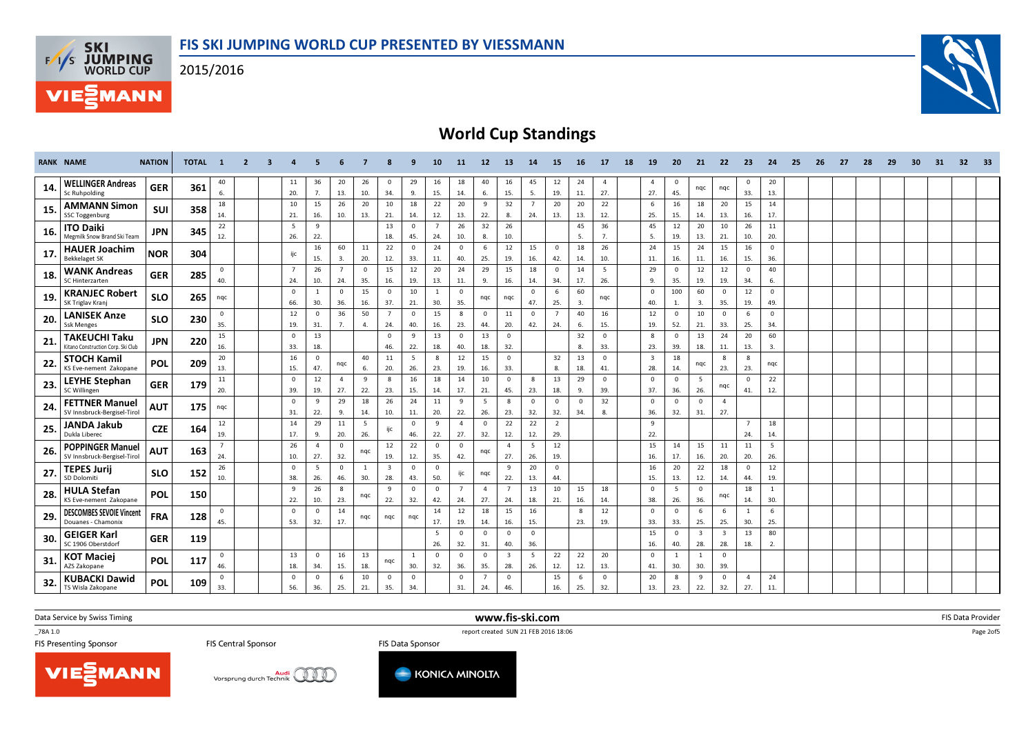# FIS SKI JUMPING WORLD CUP PRESENTED BY VIESSMANN

2015/2016

## World Cup Standings

Each competition cell shows points, then rank (e.g. "40 6." = 40 points, 6th place).

| RANK | NAME | NATION | TOTAL | 1 | 2 | 3 | 4 | 5 | 6 | 7 | 8 | 9 | 10 | 11 | 12 | 13 | 14 | 15 | 16 | 17 | 18 | 19 | 20 | 21 | 22 | 23 | 24 | 25 | 26 | 27 | 28 | 29 | 30 | 31 | 32 | 33 |
|---|---|---|---|---|---|---|---|---|---|---|---|---|---|---|---|---|---|---|---|---|---|---|---|---|---|---|---|---|---|---|---|---|---|---|---|---|
| 14. | **WELLINGER Andreas** Sc Ruhpolding | GER | 361 | 40 6. | | | 11 20. | 36 7. | 20 13. | 26 10. | 0 34. | 29 9. | 16 15. | 18 14. | 40 6. | 16 15. | 45 5. | 12 19. | 24 11. | 4 27. | | 4 27. | 0 45. | nqc | nqc | 0 33. | 20 13. | | | | | | | | | |
| 15. | **AMMANN Simon** SSC Toggenburg | SUI | 358 | 18 14. | | | 10 21. | 15 16. | 26 10. | 20 13. | 10 21. | 18 14. | 22 12. | 20 13. | 9 22. | 32 8. | 7 24. | 20 13. | 20 13. | 22 12. | | 6 25. | 16 15. | 18 14. | 20 13. | 15 16. | 14 17. | | | | | | | | | |
| 16. | **ITO Daiki** Megmilk Snow Brand Ski Team | JPN | 345 | 22 12. | | | 5 26. | 9 22. | | | 13 18. | 0 45. | 7 24. | 26 10. | 32 8. | 26 10. | | | 45 5. | 36 7. | | 45 5. | 12 19. | 20 13. | 10 21. | 26 10. | 11 20. | | | | | | | | | |
| 17. | **HAUER Joachim** Bekkelaget SK | NOR | 304 | | | | ijc | 16 15. | 60 3. | 11 20. | 22 12. | 0 33. | 24 11. | 0 40. | 6 25. | 12 19. | 15 16. | 0 42. | 18 14. | 26 10. | | 24 11. | 15 16. | 24 11. | 15 16. | 16 15. | 0 36. | | | | | | | | | |
| 18. | **WANK Andreas** SC Hinterzarten | GER | 285 | 0 40. | | | 7 24. | 26 10. | 7 24. | 0 35. | 15 16. | 12 19. | 20 13. | 24 11. | 29 9. | 15 16. | 18 14. | 0 34. | 14 17. | 5 26. | | 29 9. | 0 35. | 12 19. | 12 19. | 0 34. | 40 6. | | | | | | | | | |
| 19. | **KRANJEC Robert** SK Triglav Kranj | SLO | 265 | nqc | | | 0 66. | 1 30. | 0 36. | 15 16. | 0 37. | 10 21. | 1 30. | 0 35. | nqc | nqc | 0 47. | 6 25. | 60 3. | nqc | | 0 40. | 100 1. | 60 3. | 0 35. | 12 19. | 0 49. | | | | | | | | | |
| 20. | **LANISEK Anze** Ssk Menges | SLO | 230 | 0 35. | | | 12 19. | 0 31. | 36 7. | 50 4. | 7 24. | 0 40. | 15 16. | 8 23. | 0 44. | 11 20. | 0 42. | 7 24. | 40 6. | 16 15. | | 12 19. | 0 52. | 10 21. | 0 33. | 6 25. | 0 34. | | | | | | | | | |
| 21. | **TAKEUCHI Taku** Kitano Construction Corp. Ski Club | JPN | 220 | 15 16. | | | 0 33. | 13 18. | | | 0 46. | 9 22. | 13 18. | 0 40. | 13 18. | 0 32. | | | 32 8. | 0 33. | | 8 23. | 0 39. | 13 18. | 24 11. | 20 13. | 60 3. | | | | | | | | | |
| 22. | **STOCH Kamil** KS Eve-nement Zakopane | POL | 209 | 20 13. | | | 16 15. | 0 47. | nqc | 40 6. | 11 20. | 5 26. | 8 23. | 12 19. | 15 16. | 0 33. | | 32 8. | 13 18. | 0 41. | | 3 28. | 18 14. | nqc | 8 23. | 8 23. | nqc | | | | | | | | | |
| 23. | **LEYHE Stephan** SC Willingen | GER | 179 | 11 20. | | | 0 39. | 12 19. | 4 27. | 9 22. | 8 23. | 16 15. | 18 14. | 14 17. | 10 21. | 0 45. | 8 23. | 13 18. | 29 9. | 0 39. | | 0 37. | 0 36. | 5 26. | nqc | 0 41. | 22 12. | | | | | | | | | |
| 24. | **FETTNER Manuel** SV Innsbruck-Bergisel-Tirol | AUT | 175 | nqc | | | 0 31. | 9 22. | 29 9. | 18 14. | 26 10. | 24 11. | 11 20. | 9 22. | 5 26. | 8 23. | 0 32. | 0 32. | 0 34. | 32 8. | | 0 36. | 0 32. | 0 31. | 4 27. | | | | | | | | | | | |
| 25. | **JANDA Jakub** Dukla Liberec | CZE | 164 | 12 19. | | | 14 17. | 29 9. | 11 20. | 5 26. | ijc | 0 46. | 9 22. | 4 27. | 0 32. | 22 12. | 22 12. | 2 29. | | | | 9 22. | | | | 7 24. | 18 14. | | | | | | | | | |
| 26. | **POPPINGER Manuel** SV Innsbruck-Bergisel-Tirol | AUT | 163 | 7 24. | | | 26 10. | 4 27. | 0 32. | nqc | 12 19. | 22 12. | 0 35. | 0 42. | nqc | 4 27. | 5 26. | 12 19. | | | | 15 16. | 14 17. | 15 16. | 11 20. | 11 20. | 5 26. | | | | | | | | | |
| 27. | **TEPES Jurij** SD Dolomiti | SLO | 152 | 26 10. | | | 0 38. | 5 26. | 0 46. | 1 30. | 3 28. | 0 43. | 0 50. | ijc | nqc | 9 22. | 20 13. | 0 44. | | | | 16 15. | 20 13. | 22 12. | 18 14. | 0 44. | 12 19. | | | | | | | | | |
| 28. | **HULA Stefan** KS Eve-nement Zakopane | POL | 150 | | | | 9 22. | 26 10. | 8 23. | nqc | 9 22. | 0 32. | 0 42. | 7 24. | 4 27. | 7 24. | 13 18. | 10 21. | 15 16. | 18 14. | | 0 38. | 5 26. | 0 36. | nqc | 18 14. | 1 30. | | | | | | | | | |
| 29. | **DESCOMBES SEVOIE Vincent** Douanes - Chamonix | FRA | 128 | 0 45. | | | 0 53. | 0 32. | 14 17. | nqc | nqc | nqc | 14 17. | 12 19. | 18 14. | 15 16. | 16 15. | | 8 23. | 12 19. | | 0 33. | 0 33. | 6 25. | 6 25. | 1 30. | 6 25. | | | | | | | | | |
| 30. | **GEIGER Karl** SC 1906 Oberstdorf | GER | 119 | | | | | | | | | | 5 26. | 0 32. | 0 31. | 0 40. | 0 36. | | | | | 15 16. | 0 40. | 3 28. | 3 28. | 13 18. | 80 2. | | | | | | | | | |
| 31. | **KOT Maciej** AZS Zakopane | POL | 117 | 0 46. | | | 13 18. | 0 34. | 16 15. | 13 18. | nqc | 1 30. | 0 32. | 0 36. | 0 35. | 3 28. | 5 26. | 22 12. | 22 12. | 20 13. | | 0 41. | 1 30. | 1 30. | 0 39. | | | | | | | | | | | |
| 32. | **KUBACKI Dawid** TS Wisla Zakopane | POL | 109 | 0 33. | | | 0 56. | 0 36. | 6 25. | 10 21. | 0 35. | 0 34. | | 0 31. | 7 24. | 0 46. | | 15 16. | 6 25. | 0 32. | | 20 13. | 8 23. | 9 22. | 0 32. | 4 27. | 24 11. | | | | | | | | | |

Data Service by Swiss Timing — www.fis-ski.com — FIS Data Provider

_78A 1.0 — report created SUN 21 FEB 2016 18:06

FIS Presenting Sponsor — FIS Central Sponsor — FIS Data Sponsor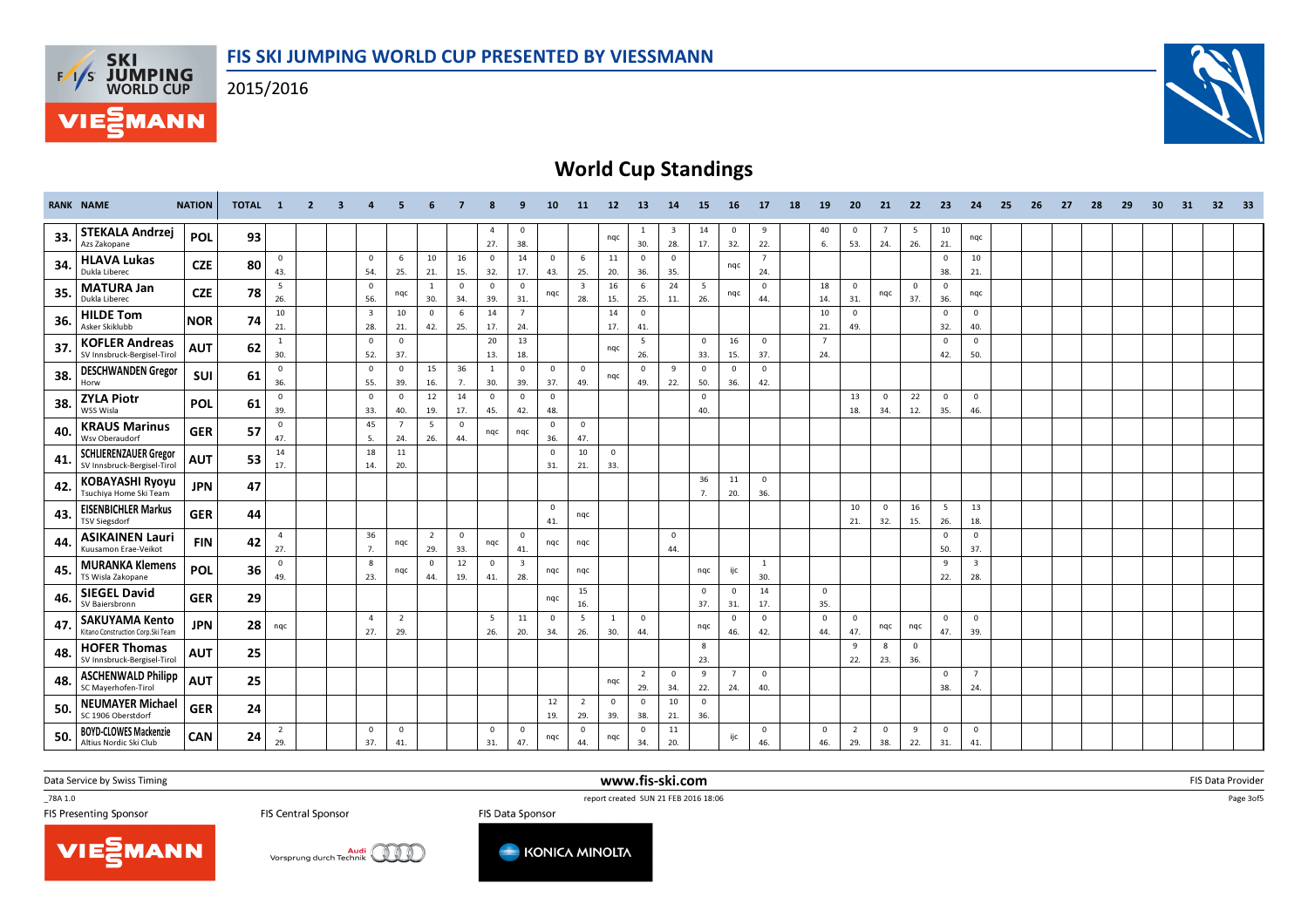# FIS SKI JUMPING WORLD CUP PRESENTED BY VIESSMANN

2015/2016

## World Cup Standings

| RANK | NAME | NATION | TOTAL | 1 | 2 | 3 | 4 | 5 | 6 | 7 | 8 | 9 | 10 | 11 | 12 | 13 | 14 | 15 | 16 | 17 | 18 | 19 | 20 | 21 | 22 | 23 | 24 | 25 | 26 | 27 | 28 | 29 | 30 | 31 | 32 | 33 |
|---|---|---|---|---|---|---|---|---|---|---|---|---|---|---|---|---|---|---|---|---|---|---|---|---|---|---|---|---|---|---|---|---|---|---|---|---|
| 33. | STEKALA Andrzej Azs Zakopane | POL | 93 | | | | | | | | 4 27. | 0 38. | | | nqc | 1 30. | 3 28. | 14 17. | 0 32. | 9 22. | | 40 6. | 0 53. | 7 24. | 5 26. | 10 21. | nqc | | | | | | | | | |
| 34. | HLAVA Lukas Dukla Liberec | CZE | 80 | 0 43. | | | 0 54. | 6 25. | 10 21. | 16 15. | 0 32. | 14 17. | 0 43. | 6 25. | 11 20. | 0 36. | 0 35. | | nqc | 7 24. | | | | | | 0 38. | 10 21. | | | | | | | | | |
| 35. | MATURA Jan Dukla Liberec | CZE | 78 | 5 26. | | | 0 56. | nqc | 1 30. | 0 34. | 0 39. | 0 31. | nqc | 3 28. | 16 15. | 6 25. | 24 11. | 5 26. | nqc | 0 44. | | 18 14. | 0 31. | nqc | 0 37. | 0 36. | nqc | | | | | | | | | |
| 36. | HILDE Tom Asker Skiklubb | NOR | 74 | 10 21. | | | 3 28. | 10 21. | 0 42. | 6 25. | 14 17. | 7 24. | | | 14 17. | 0 41. | | | | | | 10 21. | 0 49. | | | 0 32. | 0 40. | | | | | | | | | |
| 37. | KOFLER Andreas SV Innsbruck-Bergisel-Tirol | AUT | 62 | 1 30. | | | 0 52. | 0 37. | | | 20 13. | 13 18. | | | nqc | 5 26. | | 0 33. | 16 15. | 0 37. | | 7 24. | | | | 0 42. | 0 50. | | | | | | | | | |
| 38. | DESCHWANDEN Gregor Horw | SUI | 61 | 0 36. | | | 0 55. | 0 39. | 15 16. | 36 7. | 1 30. | 0 39. | 0 37. | 0 49. | nqc | 0 49. | 9 22. | 0 50. | 0 36. | 0 42. | | | | | | | | | | | | | | | | |
| 38. | ZYLA Piotr WSS Wisla | POL | 61 | 0 39. | | | 0 33. | 0 40. | 12 19. | 14 17. | 0 45. | 0 42. | 0 48. | | | | | 0 40. | | | | | 13 18. | 0 34. | 22 12. | 0 35. | 0 46. | | | | | | | | | |
| 40. | KRAUS Marinus Wsv Oberaudorf | GER | 57 | 0 47. | | | 45 5. | 7 24. | 5 26. | 0 44. | nqc | nqc | 0 36. | 0 47. | | | | | | | | | | | | | | | | | | | | | | |
| 41. | SCHLIERENZAUER Gregor SV Innsbruck-Bergisel-Tirol | AUT | 53 | 14 17. | | | 18 14. | 11 20. | | | | | 0 31. | 10 21. | 0 33. | | | | | | | | | | | | | | | | | | | | | |
| 42. | KOBAYASHI Ryoyu Tsuchiya Home Ski Team | JPN | 47 | | | | | | | | | | | | | | | 36 7. | 11 20. | 0 36. | | | | | | | | | | | | | | | | |
| 43. | EISENBICHLER Markus TSV Siegsdorf | GER | 44 | | | | | | | | | | 0 41. | nqc | | | | | | | | | 10 21. | 0 32. | 16 15. | 5 26. | 13 18. | | | | | | | | | |
| 44. | ASIKAINEN Lauri Kuusamon Erae-Veikot | FIN | 42 | 4 27. | | | 36 7. | nqc | 2 29. | 0 33. | nqc | 0 41. | nqc | nqc | | | 0 44. | | | | | | | | | 0 50. | 0 37. | | | | | | | | | |
| 45. | MURANKA Klemens TS Wisla Zakopane | POL | 36 | 0 49. | | | 8 23. | nqc | 0 44. | 12 19. | 0 41. | 3 28. | nqc | nqc | | | | nqc | ijc | 1 30. | | | | | | 9 22. | 3 28. | | | | | | | | | |
| 46. | SIEGEL David SV Baiersbronn | GER | 29 | | | | | | | | | | nqc | 15 16. | | | | 0 37. | 0 31. | 14 17. | | 0 35. | | | | | | | | | | | | | | |
| 47. | SAKUYAMA Kento Kitano Construction Corp.Ski Team | JPN | 28 | nqc | | | 4 27. | 2 29. | | | 5 26. | 11 20. | 0 34. | 5 26. | 1 30. | 0 44. | | nqc | 0 46. | 0 42. | | 0 44. | 0 47. | nqc | nqc | 0 47. | 0 39. | | | | | | | | | |
| 48. | HOFER Thomas SV Innsbruck-Bergisel-Tirol | AUT | 25 | | | | | | | | | | | | | | | 8 23. | | | | | 9 22. | 8 23. | 0 36. | | | | | | | | | | | |
| 48. | ASCHENWALD Philipp SC Mayerhofen-Tirol | AUT | 25 | | | | | | | | | | | | nqc | 2 29. | 0 34. | 9 22. | 7 24. | 0 40. | | | | | | 0 38. | 7 24. | | | | | | | | | |
| 50. | NEUMAYER Michael SC 1906 Oberstdorf | GER | 24 | | | | | | | | | | 12 19. | 2 29. | 0 39. | 0 38. | 10 21. | 0 36. | | | | | | | | | | | | | | | | | | |
| 50. | BOYD-CLOWES Mackenzie Altius Nordic Ski Club | CAN | 24 | 2 29. | | | 0 37. | 0 41. | | | 0 31. | 0 47. | nqc | 0 44. | nqc | 0 34. | 11 20. | | ijc | 0 46. | | 0 46. | 2 29. | 0 38. | 9 22. | 0 31. | 0 41. | | | | | | | | | |

Data Service by Swiss Timing — www.fis-ski.com — FIS Data Provider

_78A 1.0 — report created SUN 21 FEB 2016 18:06

FIS Presenting Sponsor — FIS Central Sponsor — FIS Data Sponsor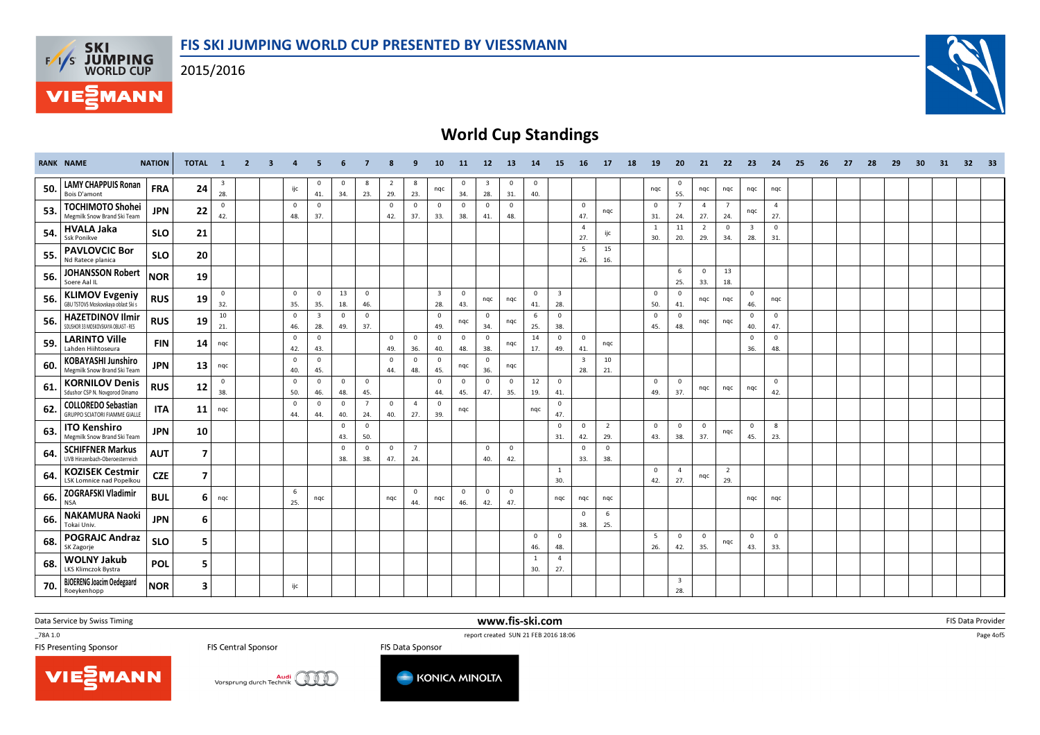# FIS SKI JUMPING WORLD CUP PRESENTED BY VIESSMANN

2015/2016

## World Cup Standings

| RANK | NAME | NATION | TOTAL | 1 | 2 | 3 | 4 | 5 | 6 | 7 | 8 | 9 | 10 | 11 | 12 | 13 | 14 | 15 | 16 | 17 | 18 | 19 | 20 | 21 | 22 | 23 | 24 | 25 | 26 | 27 | 28 | 29 | 30 | 31 | 32 | 33 |
|---|---|---|---|---|---|---|---|---|---|---|---|---|---|---|---|---|---|---|---|---|---|---|---|---|---|---|---|---|---|---|---|---|---|---|---|---|
| 50. | **LAMY CHAPPUIS Ronan**<br>Bois D'amont | FRA | 24 | 3 28. | | | ijc | 0 41. | 0 34. | 8 23. | 2 29. | 8 23. | nqc | 0 34. | 3 28. | 0 31. | 0 40. | | | | | nqc | 0 55. | nqc | nqc | nqc | nqc | | | | | | | | | |
| 53. | **TOCHIMOTO Shohei**<br>Megmilk Snow Brand Ski Team | JPN | 22 | 0 42. | | | 0 48. | 0 37. | | | 0 42. | 0 37. | 0 33. | 0 38. | 0 41. | 0 48. | | | 0 47. | nqc | | 0 31. | 7 24. | 4 27. | 7 24. | nqc | 4 27. | | | | | | | | | |
| 54. | **HVALA Jaka**<br>Ssk Ponikve | SLO | 21 | | | | | | | | | | | | | | | | 4 27. | ijc | | 1 30. | 11 20. | 2 29. | 0 34. | 3 28. | 0 31. | | | | | | | | | |
| 55. | **PAVLOVCIC Bor**<br>Nd Ratece planica | SLO | 20 | | | | | | | | | | | | | | | | 5 26. | 15 16. | | | | | | | | | | | | | | | | |
| 56. | **JOHANSSON Robert**<br>Soere Aal IL | NOR | 19 | | | | | | | | | | | | | | | | | | | | 6 25. | 0 33. | 13 18. | | | | | | | | | | | |
| 56. | **KLIMOV Evgeniy**<br>GBU TSTOVS Moskovskaya oblast Ski s | RUS | 19 | 0 32. | | | 0 35. | 0 35. | 13 18. | 0 46. | | | 3 28. | 0 43. | nqc | nqc | 0 41. | 3 28. | | | | 0 50. | 0 41. | nqc | nqc | 0 46. | nqc | | | | | | | | | |
| 56. | **HAZETDINOV Ilmir**<br>SDUSHOR 33 MOSKOVSKAYA OBLAST - RES | RUS | 19 | 10 21. | | | 0 46. | 3 28. | 0 49. | 0 37. | | | 0 49. | nqc | 0 34. | nqc | 6 25. | 0 38. | | | | 0 45. | 0 48. | nqc | nqc | 0 40. | 0 47. | | | | | | | | | |
| 59. | **LARINTO Ville**<br>Lahden Hiihtoseura | FIN | 14 | nqc | | | 0 42. | 0 43. | | | 0 49. | 0 36. | 0 40. | 0 48. | 0 38. | nqc | 14 17. | 0 49. | 0 41. | nqc | | | | | | 0 36. | 0 48. | | | | | | | | | |
| 60. | **KOBAYASHI Junshiro**<br>Megmilk Snow Brand Ski Team | JPN | 13 | nqc | | | 0 40. | 0 45. | | | 0 44. | 0 48. | 0 45. | nqc | 0 36. | nqc | | | 3 28. | 10 21. | | | | | | | | | | | | | | | | |
| 61. | **KORNILOV Denis**<br>Sdushor CSP N. Novgorod Dinamo | RUS | 12 | 0 38. | | | 0 50. | 0 46. | 0 48. | 0 45. | | | 0 44. | 0 45. | 0 47. | 0 35. | 12 19. | 0 41. | | | | 0 49. | 0 37. | nqc | nqc | nqc | 0 42. | | | | | | | | | |
| 62. | **COLLOREDO Sebastian**<br>GRUPPO SCIATORI FIAMME GIALLE | ITA | 11 | nqc | | | 0 44. | 0 44. | 0 40. | 7 24. | 0 40. | 4 27. | 0 39. | nqc | | | nqc | 0 47. | | | | | | | | | | | | | | | | | | |
| 63. | **ITO Kenshiro**<br>Megmilk Snow Brand Ski Team | JPN | 10 | | | | | | 0 43. | 0 50. | | | | | | | | 0 31. | 0 42. | 2 29. | | 0 43. | 0 38. | 0 37. | nqc | 0 45. | 8 23. | | | | | | | | | |
| 64. | **SCHIFFNER Markus**<br>UVB Hinzenbach-Oberoesterreich | AUT | 7 | | | | | | 0 38. | 0 38. | 0 47. | 7 24. | | | 0 40. | 0 42. | | | 0 33. | 0 38. | | | | | | | | | | | | | | | | |
| 64. | **KOZISEK Cestmir**<br>LSK Lomnice nad Popelkou | CZE | 7 | | | | | | | | | | | | | | | 1 30. | | | | 0 42. | 4 27. | nqc | 2 29. | | | | | | | | | | | |
| 66. | **ZOGRAFSKI Vladimir**<br>NSA | BUL | 6 | nqc | | | 6 25. | nqc | | | nqc | 0 44. | nqc | 0 46. | 0 42. | 0 47. | | nqc | nqc | nqc | | | | | | nqc | nqc | | | | | | | | | |
| 66. | **NAKAMURA Naoki**<br>Tokai Univ. | JPN | 6 | | | | | | | | | | | | | | | | 0 38. | 6 25. | | | | | | | | | | | | | | | | |
| 68. | **POGRAJC Andraz**<br>SK Zagorje | SLO | 5 | | | | | | | | | | | | | | 0 46. | 0 48. | | | | 5 26. | 0 42. | 0 35. | nqc | 0 43. | 0 33. | | | | | | | | | |
| 68. | **WOLNY Jakub**<br>LKS Klimczok Bystra | POL | 5 | | | | | | | | | | | | | | 1 30. | 4 27. | | | | | | | | | | | | | | | | | | |
| 70. | **BJOERENG Joacim Oedegaard**<br>Roeykenhopp | NOR | 3 | | | | ijc | | | | | | | | | | | | | | | | 3 28. | | | | | | | | | | | | | |

Data Service by Swiss Timing | www.fis-ski.com | FIS Data Provider

_78A 1.0 | report created SUN 21 FEB 2016 18:06

FIS Presenting Sponsor | FIS Central Sponsor | FIS Data Sponsor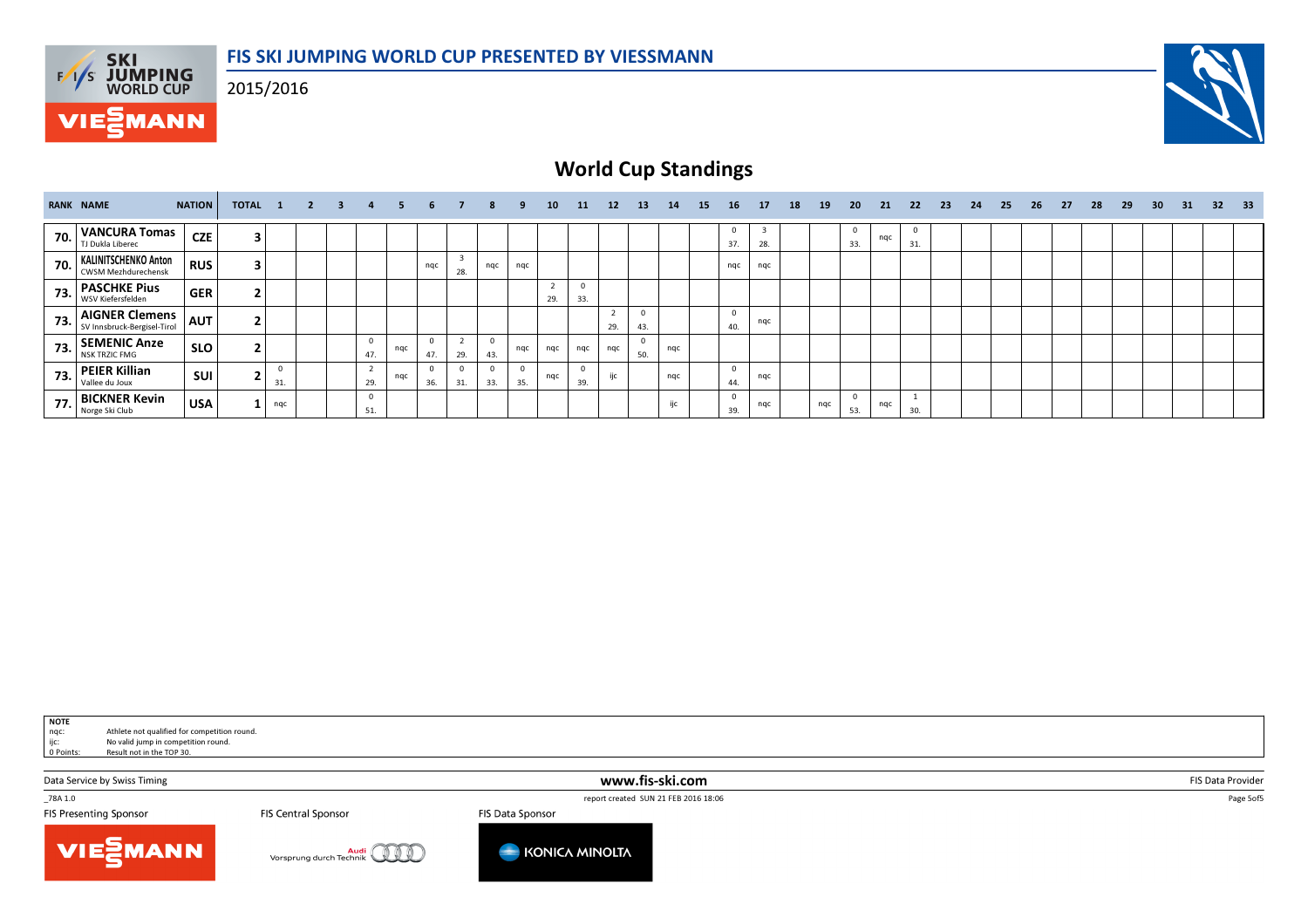# World Cup Standings

FIS SKI JUMPING WORLD CUP PRESENTED BY VIESSMANN

2015/2016

| RANK | NAME | NATION | TOTAL | 1 | 2 | 3 | 4 | 5 | 6 | 7 | 8 | 9 | 10 | 11 | 12 | 13 | 14 | 15 | 16 | 17 | 18 | 19 | 20 | 21 | 22 | 23 | 24 | 25 | 26 | 27 | 28 | 29 | 30 | 31 | 32 | 33 |
|---|---|---|---|---|---|---|---|---|---|---|---|---|---|---|---|---|---|---|---|---|---|---|---|---|---|---|---|---|---|---|---|---|---|---|---|---|
| 70. | **VANCURA Tomas** TJ Dukla Liberec | CZE | 3 | | | | | | | | | | | | | | | | 0 37. | 3 28. | | | 0 33. | nqc | 0 31. | | | | | | | | | | | |
| 70. | **KALINITSCHENKO Anton** CWSM Mezhdurechensk | RUS | 3 | | | | | | nqc | 3 28. | nqc | nqc | | | | | | | nqc | nqc | | | | | | | | | | | | | | | | |
| 73. | **PASCHKE Pius** WSV Kiefersfelden | GER | 2 | | | | | | | | | | 2 29. | 0 33. | | | | | | | | | | | | | | | | | | | | | | |
| 73. | **AIGNER Clemens** SV Innsbruck-Bergisel-Tirol | AUT | 2 | | | | | | | | | | | | 2 29. | 0 43. | | | 0 40. | nqc | | | | | | | | | | | | | | | | |
| 73. | **SEMENIC Anze** NSK TRZIC FMG | SLO | 2 | | | | 0 47. | nqc | 0 47. | 2 29. | 0 43. | nqc | nqc | nqc | nqc | 0 50. | nqc | | | | | | | | | | | | | | | | | | | |
| 73. | **PEIER Killian** Vallee du Joux | SUI | 2 | 0 31. | | | 2 29. | nqc | 0 36. | 0 31. | 0 33. | 0 35. | nqc | 0 39. | ijc | | nqc | | 0 44. | nqc | | | | | | | | | | | | | | | | |
| 77. | **BICKNER Kevin** Norge Ski Club | USA | 1 | nqc | | | 0 51. | | | | | | | | | | ijc | | 0 39. | nqc | | nqc | 0 53. | nqc | 1 30. | | | | | | | | | | | |

**NOTE**

nqc: Athlete not qualified for competition round.
ijc: No valid jump in competition round.
0 Points: Result not in the TOP 30.

Data Service by Swiss Timing — www.fis-ski.com — FIS Data Provider

_78A 1.0 — report created SUN 21 FEB 2016 18:06

FIS Presenting Sponsor — FIS Central Sponsor — FIS Data Sponsor